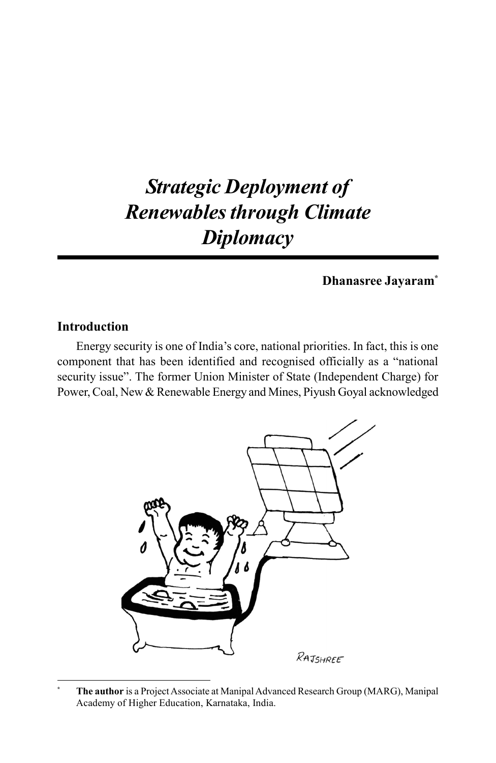# *Strategic Deployment of Renewables through Climate Diplomacy*

**Dhanasree Jayaram***

## Introduction

Energy security is one of India's core, national priorities. In fact, this is one component that has been identified and recognised officially as a "national security issue". The former Union Minister of State (Independent Charge) for Power, Coal, New & Renewable Energy and Mines, Piyush Goyal acknowledged

---

\* **The author** is a Project Associate at Manipal Advanced Research Group (MARG), Manipal Academy of Higher Education, Karnataka, India.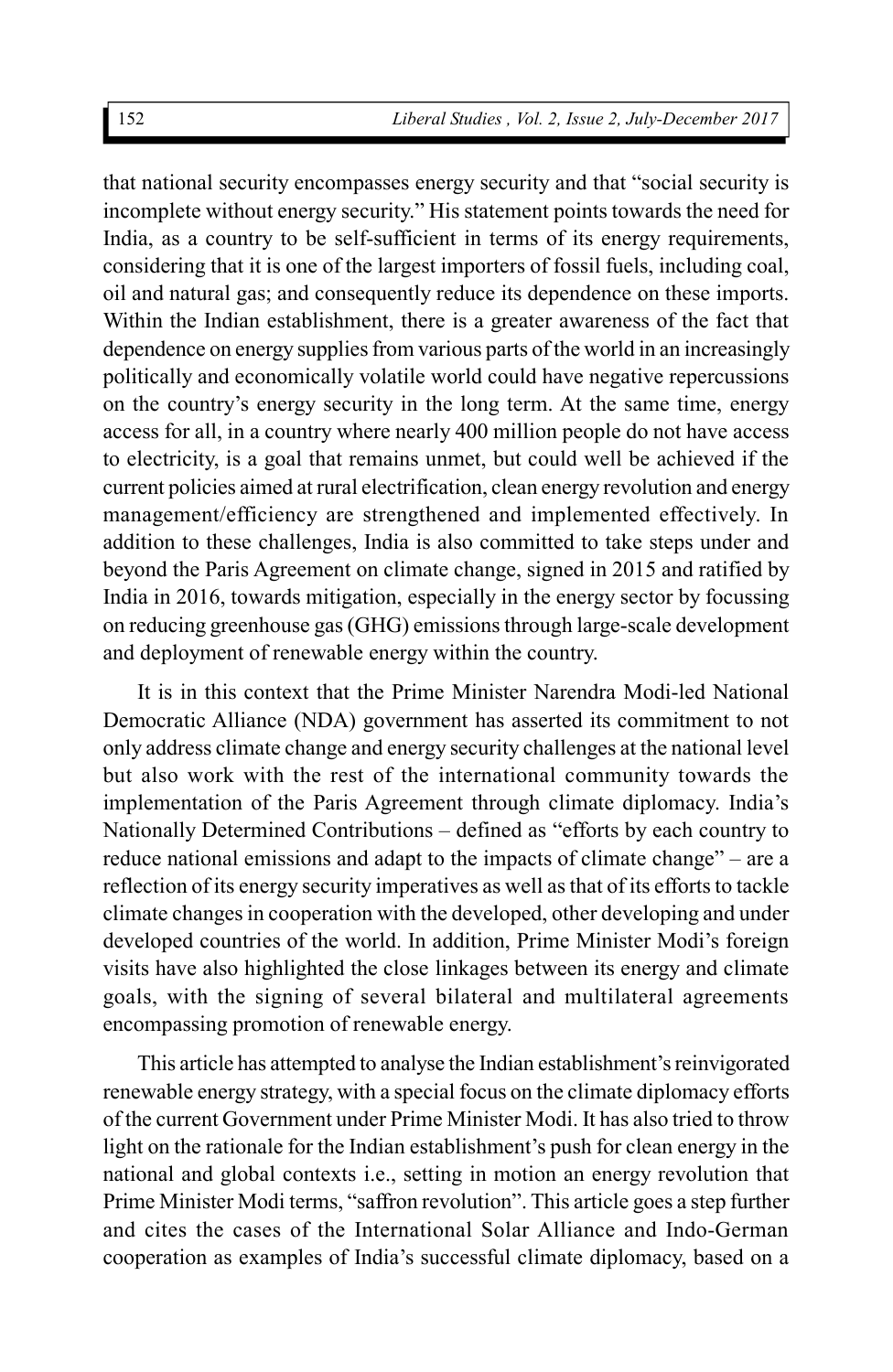that national security encompasses energy security and that "social security is incomplete without energy security." His statement points towards the need for India, as a country to be self-sufficient in terms of its energy requirements, considering that it is one of the largest importers of fossil fuels, including coal, oil and natural gas; and consequently reduce its dependence on these imports. Within the Indian establishment, there is a greater awareness of the fact that dependence on energy supplies from various parts of the world in an increasingly politically and economically volatile world could have negative repercussions on the country's energy security in the long term. At the same time, energy access for all, in a country where nearly 400 million people do not have access to electricity, is a goal that remains unmet, but could well be achieved if the current policies aimed at rural electrification, clean energy revolution and energy management/efficiency are strengthened and implemented effectively. In addition to these challenges, India is also committed to take steps under and beyond the Paris Agreement on climate change, signed in 2015 and ratified by India in 2016, towards mitigation, especially in the energy sector by focussing on reducing greenhouse gas (GHG) emissions through large-scale development and deployment of renewable energy within the country.

It is in this context that the Prime Minister Narendra Modi-led National Democratic Alliance (NDA) government has asserted its commitment to not only address climate change and energy security challenges at the national level but also work with the rest of the international community towards the implementation of the Paris Agreement through climate diplomacy. India's Nationally Determined Contributions – defined as "efforts by each country to reduce national emissions and adapt to the impacts of climate change" – are a reflection of its energy security imperatives as well as that of its efforts to tackle climate changes in cooperation with the developed, other developing and under developed countries of the world. In addition, Prime Minister Modi's foreign visits have also highlighted the close linkages between its energy and climate goals, with the signing of several bilateral and multilateral agreements encompassing promotion of renewable energy.

This article has attempted to analyse the Indian establishment's reinvigorated renewable energy strategy, with a special focus on the climate diplomacy efforts of the current Government under Prime Minister Modi. It has also tried to throw light on the rationale for the Indian establishment's push for clean energy in the national and global contexts i.e., setting in motion an energy revolution that Prime Minister Modi terms, "saffron revolution". This article goes a step further and cites the cases of the International Solar Alliance and Indo-German cooperation as examples of India's successful climate diplomacy, based on a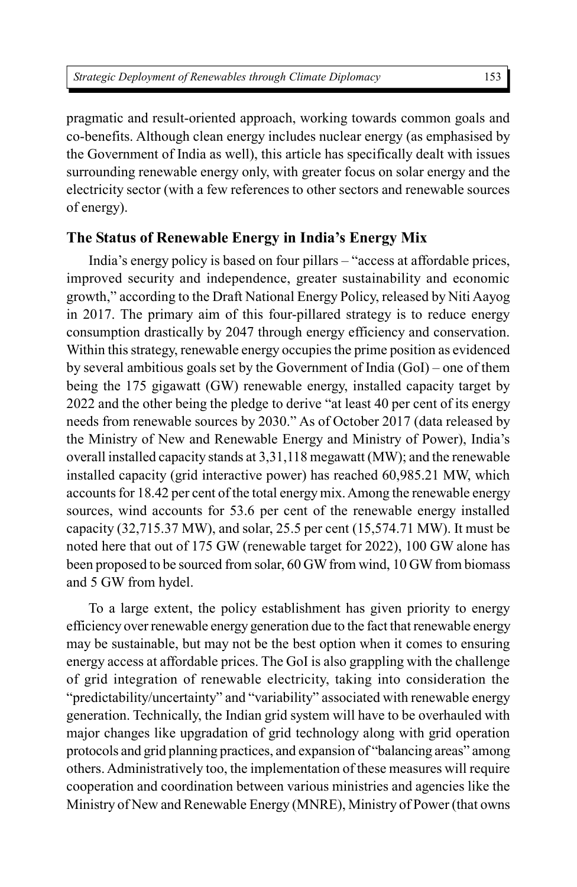pragmatic and result-oriented approach, working towards common goals and co-benefits. Although clean energy includes nuclear energy (as emphasised by the Government of India as well), this article has specifically dealt with issues surrounding renewable energy only, with greater focus on solar energy and the electricity sector (with a few references to other sectors and renewable sources of energy).

## The Status of Renewable Energy in India's Energy Mix

India's energy policy is based on four pillars – "access at affordable prices, improved security and independence, greater sustainability and economic growth," according to the Draft National Energy Policy, released by Niti Aayog in 2017. The primary aim of this four-pillared strategy is to reduce energy consumption drastically by 2047 through energy efficiency and conservation. Within this strategy, renewable energy occupies the prime position as evidenced by several ambitious goals set by the Government of India (GoI) – one of them being the 175 gigawatt (GW) renewable energy, installed capacity target by 2022 and the other being the pledge to derive "at least 40 per cent of its energy needs from renewable sources by 2030." As of October 2017 (data released by the Ministry of New and Renewable Energy and Ministry of Power), India's overall installed capacity stands at 3,31,118 megawatt (MW); and the renewable installed capacity (grid interactive power) has reached 60,985.21 MW, which accounts for 18.42 per cent of the total energy mix. Among the renewable energy sources, wind accounts for 53.6 per cent of the renewable energy installed capacity (32,715.37 MW), and solar, 25.5 per cent (15,574.71 MW). It must be noted here that out of 175 GW (renewable target for 2022), 100 GW alone has been proposed to be sourced from solar, 60 GW from wind, 10 GW from biomass and 5 GW from hydel.

To a large extent, the policy establishment has given priority to energy efficiency over renewable energy generation due to the fact that renewable energy may be sustainable, but may not be the best option when it comes to ensuring energy access at affordable prices. The GoI is also grappling with the challenge of grid integration of renewable electricity, taking into consideration the "predictability/uncertainty" and "variability" associated with renewable energy generation. Technically, the Indian grid system will have to be overhauled with major changes like upgradation of grid technology along with grid operation protocols and grid planning practices, and expansion of "balancing areas" among others. Administratively too, the implementation of these measures will require cooperation and coordination between various ministries and agencies like the Ministry of New and Renewable Energy (MNRE), Ministry of Power (that owns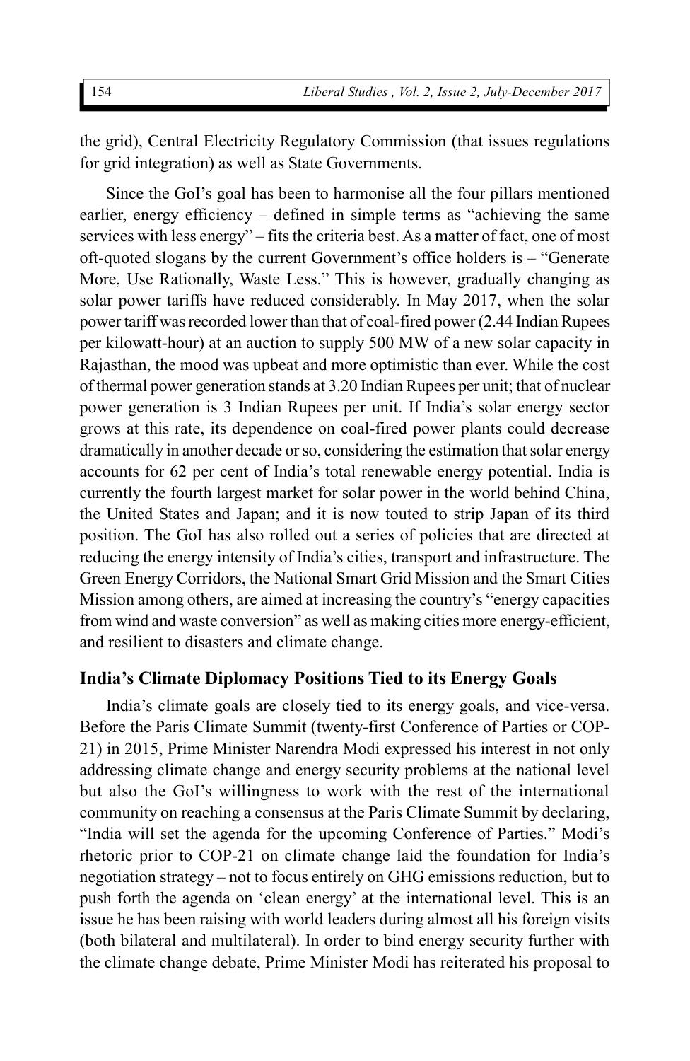the grid), Central Electricity Regulatory Commission (that issues regulations for grid integration) as well as State Governments.

Since the GoI's goal has been to harmonise all the four pillars mentioned earlier, energy efficiency – defined in simple terms as "achieving the same services with less energy" – fits the criteria best. As a matter of fact, one of most oft-quoted slogans by the current Government's office holders is – "Generate More, Use Rationally, Waste Less." This is however, gradually changing as solar power tariffs have reduced considerably. In May 2017, when the solar power tariff was recorded lower than that of coal-fired power (2.44 Indian Rupees per kilowatt-hour) at an auction to supply 500 MW of a new solar capacity in Rajasthan, the mood was upbeat and more optimistic than ever. While the cost of thermal power generation stands at 3.20 Indian Rupees per unit; that of nuclear power generation is 3 Indian Rupees per unit. If India's solar energy sector grows at this rate, its dependence on coal-fired power plants could decrease dramatically in another decade or so, considering the estimation that solar energy accounts for 62 per cent of India's total renewable energy potential. India is currently the fourth largest market for solar power in the world behind China, the United States and Japan; and it is now touted to strip Japan of its third position. The GoI has also rolled out a series of policies that are directed at reducing the energy intensity of India's cities, transport and infrastructure. The Green Energy Corridors, the National Smart Grid Mission and the Smart Cities Mission among others, are aimed at increasing the country's "energy capacities from wind and waste conversion" as well as making cities more energy-efficient, and resilient to disasters and climate change.

## India's Climate Diplomacy Positions Tied to its Energy Goals

India's climate goals are closely tied to its energy goals, and vice-versa. Before the Paris Climate Summit (twenty-first Conference of Parties or COP-21) in 2015, Prime Minister Narendra Modi expressed his interest in not only addressing climate change and energy security problems at the national level but also the GoI's willingness to work with the rest of the international community on reaching a consensus at the Paris Climate Summit by declaring, "India will set the agenda for the upcoming Conference of Parties." Modi's rhetoric prior to COP-21 on climate change laid the foundation for India's negotiation strategy – not to focus entirely on GHG emissions reduction, but to push forth the agenda on 'clean energy' at the international level. This is an issue he has been raising with world leaders during almost all his foreign visits (both bilateral and multilateral). In order to bind energy security further with the climate change debate, Prime Minister Modi has reiterated his proposal to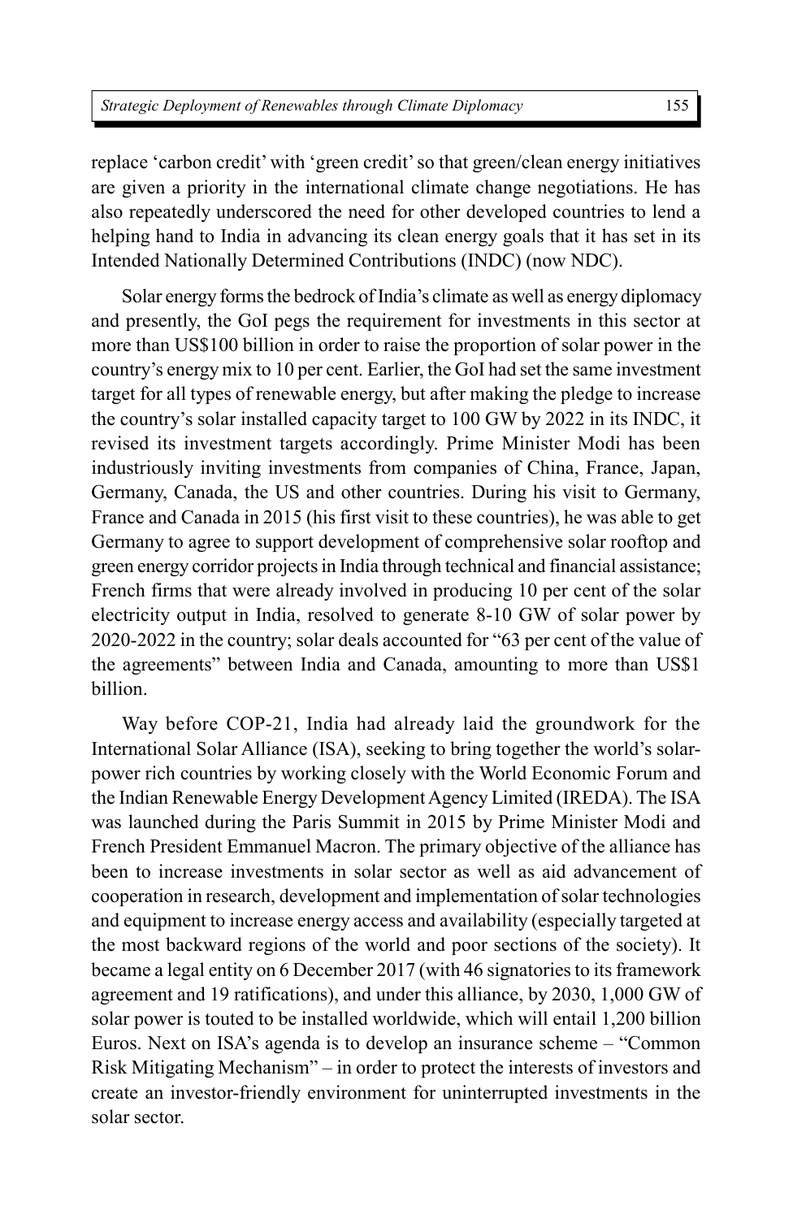replace 'carbon credit' with 'green credit' so that green/clean energy initiatives are given a priority in the international climate change negotiations. He has also repeatedly underscored the need for other developed countries to lend a helping hand to India in advancing its clean energy goals that it has set in its Intended Nationally Determined Contributions (INDC) (now NDC).

Solar energy forms the bedrock of India's climate as well as energy diplomacy and presently, the GoI pegs the requirement for investments in this sector at more than US$100 billion in order to raise the proportion of solar power in the country's energy mix to 10 per cent. Earlier, the GoI had set the same investment target for all types of renewable energy, but after making the pledge to increase the country's solar installed capacity target to 100 GW by 2022 in its INDC, it revised its investment targets accordingly. Prime Minister Modi has been industriously inviting investments from companies of China, France, Japan, Germany, Canada, the US and other countries. During his visit to Germany, France and Canada in 2015 (his first visit to these countries), he was able to get Germany to agree to support development of comprehensive solar rooftop and green energy corridor projects in India through technical and financial assistance; French firms that were already involved in producing 10 per cent of the solar electricity output in India, resolved to generate 8-10 GW of solar power by 2020-2022 in the country; solar deals accounted for "63 per cent of the value of the agreements" between India and Canada, amounting to more than US$1 billion.

Way before COP-21, India had already laid the groundwork for the International Solar Alliance (ISA), seeking to bring together the world's solar-power rich countries by working closely with the World Economic Forum and the Indian Renewable Energy Development Agency Limited (IREDA). The ISA was launched during the Paris Summit in 2015 by Prime Minister Modi and French President Emmanuel Macron. The primary objective of the alliance has been to increase investments in solar sector as well as aid advancement of cooperation in research, development and implementation of solar technologies and equipment to increase energy access and availability (especially targeted at the most backward regions of the world and poor sections of the society). It became a legal entity on 6 December 2017 (with 46 signatories to its framework agreement and 19 ratifications), and under this alliance, by 2030, 1,000 GW of solar power is touted to be installed worldwide, which will entail 1,200 billion Euros. Next on ISA's agenda is to develop an insurance scheme – "Common Risk Mitigating Mechanism" – in order to protect the interests of investors and create an investor-friendly environment for uninterrupted investments in the solar sector.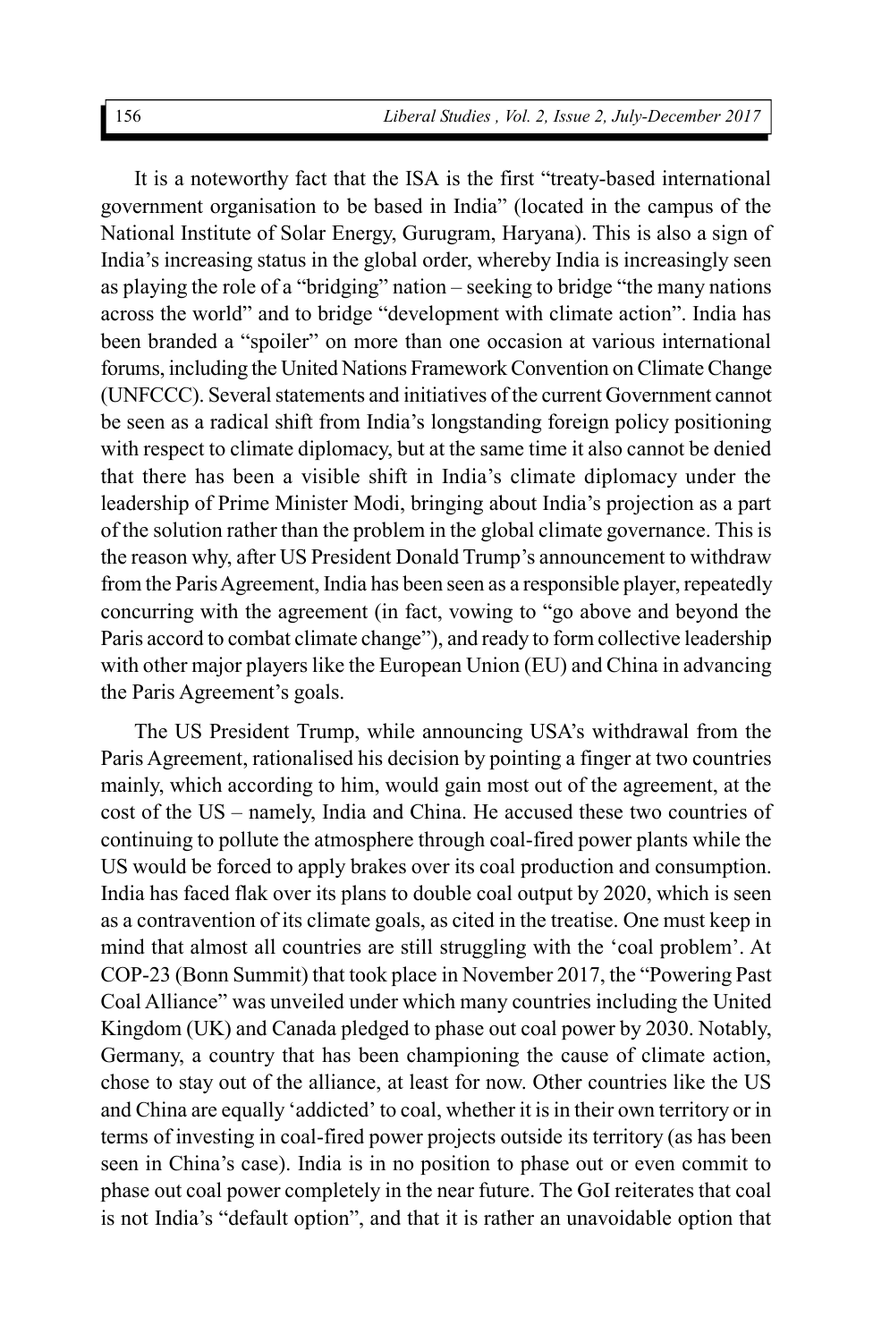It is a noteworthy fact that the ISA is the first "treaty-based international government organisation to be based in India" (located in the campus of the National Institute of Solar Energy, Gurugram, Haryana). This is also a sign of India's increasing status in the global order, whereby India is increasingly seen as playing the role of a "bridging" nation – seeking to bridge "the many nations across the world" and to bridge "development with climate action". India has been branded a "spoiler" on more than one occasion at various international forums, including the United Nations Framework Convention on Climate Change (UNFCCC). Several statements and initiatives of the current Government cannot be seen as a radical shift from India's longstanding foreign policy positioning with respect to climate diplomacy, but at the same time it also cannot be denied that there has been a visible shift in India's climate diplomacy under the leadership of Prime Minister Modi, bringing about India's projection as a part of the solution rather than the problem in the global climate governance. This is the reason why, after US President Donald Trump's announcement to withdraw from the Paris Agreement, India has been seen as a responsible player, repeatedly concurring with the agreement (in fact, vowing to "go above and beyond the Paris accord to combat climate change"), and ready to form collective leadership with other major players like the European Union (EU) and China in advancing the Paris Agreement's goals.

The US President Trump, while announcing USA's withdrawal from the Paris Agreement, rationalised his decision by pointing a finger at two countries mainly, which according to him, would gain most out of the agreement, at the cost of the US – namely, India and China. He accused these two countries of continuing to pollute the atmosphere through coal-fired power plants while the US would be forced to apply brakes over its coal production and consumption. India has faced flak over its plans to double coal output by 2020, which is seen as a contravention of its climate goals, as cited in the treatise. One must keep in mind that almost all countries are still struggling with the 'coal problem'. At COP-23 (Bonn Summit) that took place in November 2017, the "Powering Past Coal Alliance" was unveiled under which many countries including the United Kingdom (UK) and Canada pledged to phase out coal power by 2030. Notably, Germany, a country that has been championing the cause of climate action, chose to stay out of the alliance, at least for now. Other countries like the US and China are equally 'addicted' to coal, whether it is in their own territory or in terms of investing in coal-fired power projects outside its territory (as has been seen in China's case). India is in no position to phase out or even commit to phase out coal power completely in the near future. The GoI reiterates that coal is not India's "default option", and that it is rather an unavoidable option that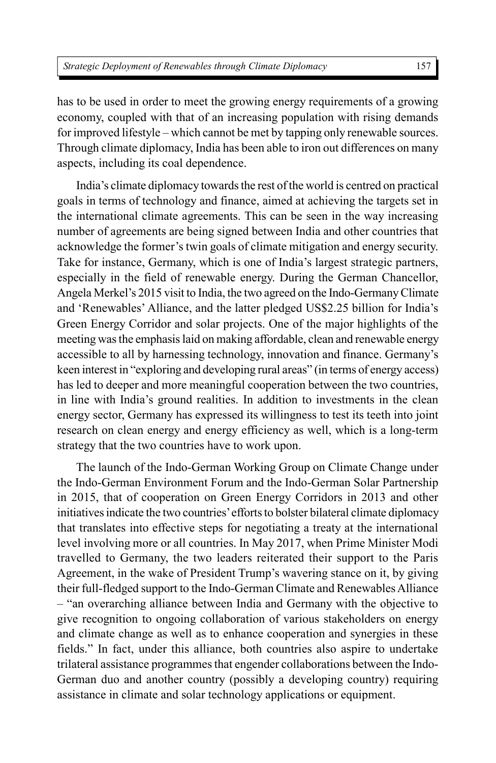has to be used in order to meet the growing energy requirements of a growing economy, coupled with that of an increasing population with rising demands for improved lifestyle – which cannot be met by tapping only renewable sources. Through climate diplomacy, India has been able to iron out differences on many aspects, including its coal dependence.

India's climate diplomacy towards the rest of the world is centred on practical goals in terms of technology and finance, aimed at achieving the targets set in the international climate agreements. This can be seen in the way increasing number of agreements are being signed between India and other countries that acknowledge the former's twin goals of climate mitigation and energy security. Take for instance, Germany, which is one of India's largest strategic partners, especially in the field of renewable energy. During the German Chancellor, Angela Merkel's 2015 visit to India, the two agreed on the Indo-Germany Climate and 'Renewables' Alliance, and the latter pledged US$2.25 billion for India's Green Energy Corridor and solar projects. One of the major highlights of the meeting was the emphasis laid on making affordable, clean and renewable energy accessible to all by harnessing technology, innovation and finance. Germany's keen interest in "exploring and developing rural areas" (in terms of energy access) has led to deeper and more meaningful cooperation between the two countries, in line with India's ground realities. In addition to investments in the clean energy sector, Germany has expressed its willingness to test its teeth into joint research on clean energy and energy efficiency as well, which is a long-term strategy that the two countries have to work upon.

The launch of the Indo-German Working Group on Climate Change under the Indo-German Environment Forum and the Indo-German Solar Partnership in 2015, that of cooperation on Green Energy Corridors in 2013 and other initiatives indicate the two countries' efforts to bolster bilateral climate diplomacy that translates into effective steps for negotiating a treaty at the international level involving more or all countries. In May 2017, when Prime Minister Modi travelled to Germany, the two leaders reiterated their support to the Paris Agreement, in the wake of President Trump's wavering stance on it, by giving their full-fledged support to the Indo-German Climate and Renewables Alliance – "an overarching alliance between India and Germany with the objective to give recognition to ongoing collaboration of various stakeholders on energy and climate change as well as to enhance cooperation and synergies in these fields." In fact, under this alliance, both countries also aspire to undertake trilateral assistance programmes that engender collaborations between the Indo-German duo and another country (possibly a developing country) requiring assistance in climate and solar technology applications or equipment.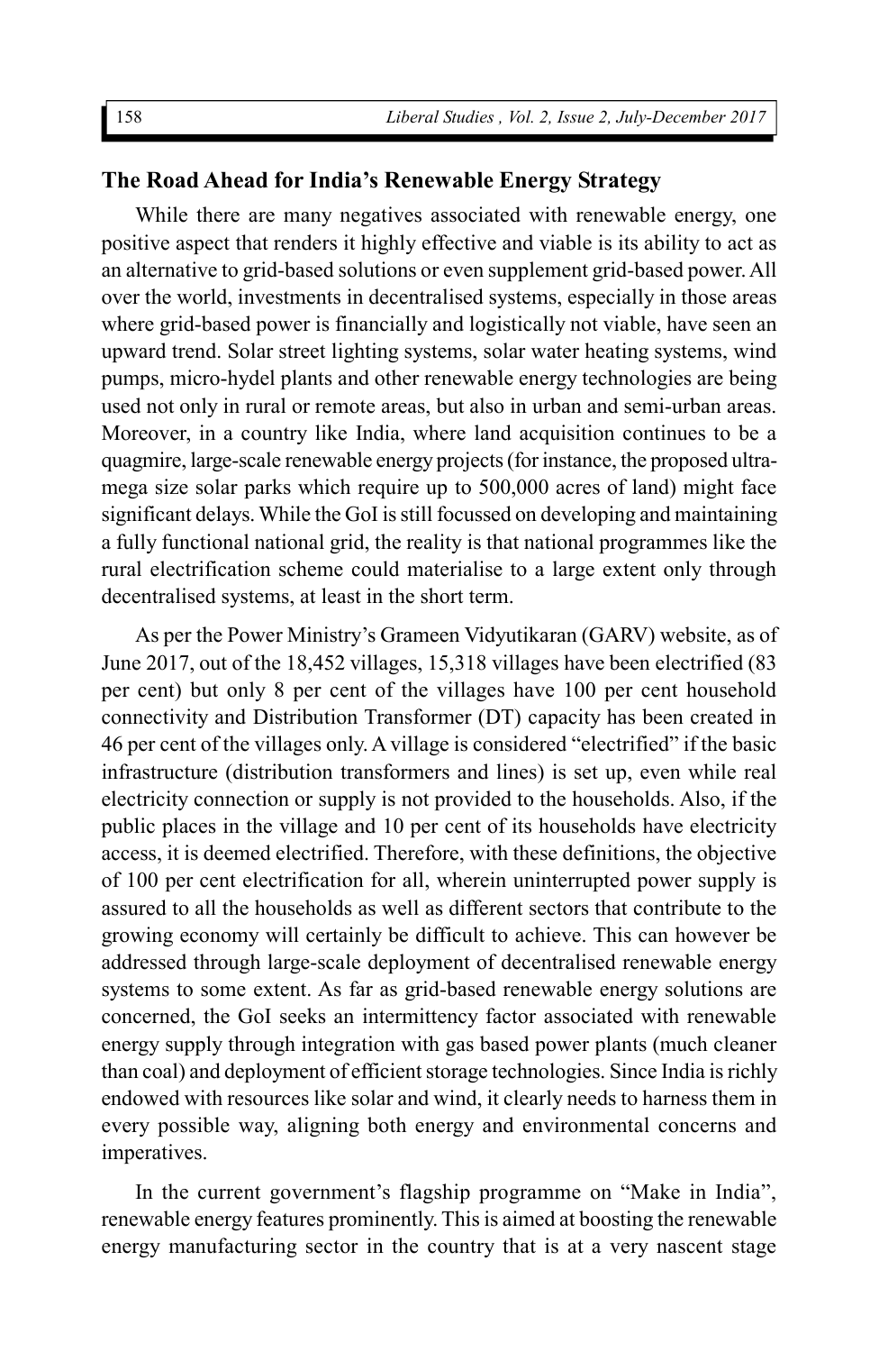## The Road Ahead for India's Renewable Energy Strategy

While there are many negatives associated with renewable energy, one positive aspect that renders it highly effective and viable is its ability to act as an alternative to grid-based solutions or even supplement grid-based power. All over the world, investments in decentralised systems, especially in those areas where grid-based power is financially and logistically not viable, have seen an upward trend. Solar street lighting systems, solar water heating systems, wind pumps, micro-hydel plants and other renewable energy technologies are being used not only in rural or remote areas, but also in urban and semi-urban areas. Moreover, in a country like India, where land acquisition continues to be a quagmire, large-scale renewable energy projects (for instance, the proposed ultra-mega size solar parks which require up to 500,000 acres of land) might face significant delays. While the GoI is still focussed on developing and maintaining a fully functional national grid, the reality is that national programmes like the rural electrification scheme could materialise to a large extent only through decentralised systems, at least in the short term.

As per the Power Ministry's Grameen Vidyutikaran (GARV) website, as of June 2017, out of the 18,452 villages, 15,318 villages have been electrified (83 per cent) but only 8 per cent of the villages have 100 per cent household connectivity and Distribution Transformer (DT) capacity has been created in 46 per cent of the villages only. A village is considered "electrified" if the basic infrastructure (distribution transformers and lines) is set up, even while real electricity connection or supply is not provided to the households. Also, if the public places in the village and 10 per cent of its households have electricity access, it is deemed electrified. Therefore, with these definitions, the objective of 100 per cent electrification for all, wherein uninterrupted power supply is assured to all the households as well as different sectors that contribute to the growing economy will certainly be difficult to achieve. This can however be addressed through large-scale deployment of decentralised renewable energy systems to some extent. As far as grid-based renewable energy solutions are concerned, the GoI seeks an intermittency factor associated with renewable energy supply through integration with gas based power plants (much cleaner than coal) and deployment of efficient storage technologies. Since India is richly endowed with resources like solar and wind, it clearly needs to harness them in every possible way, aligning both energy and environmental concerns and imperatives.

In the current government's flagship programme on "Make in India", renewable energy features prominently. This is aimed at boosting the renewable energy manufacturing sector in the country that is at a very nascent stage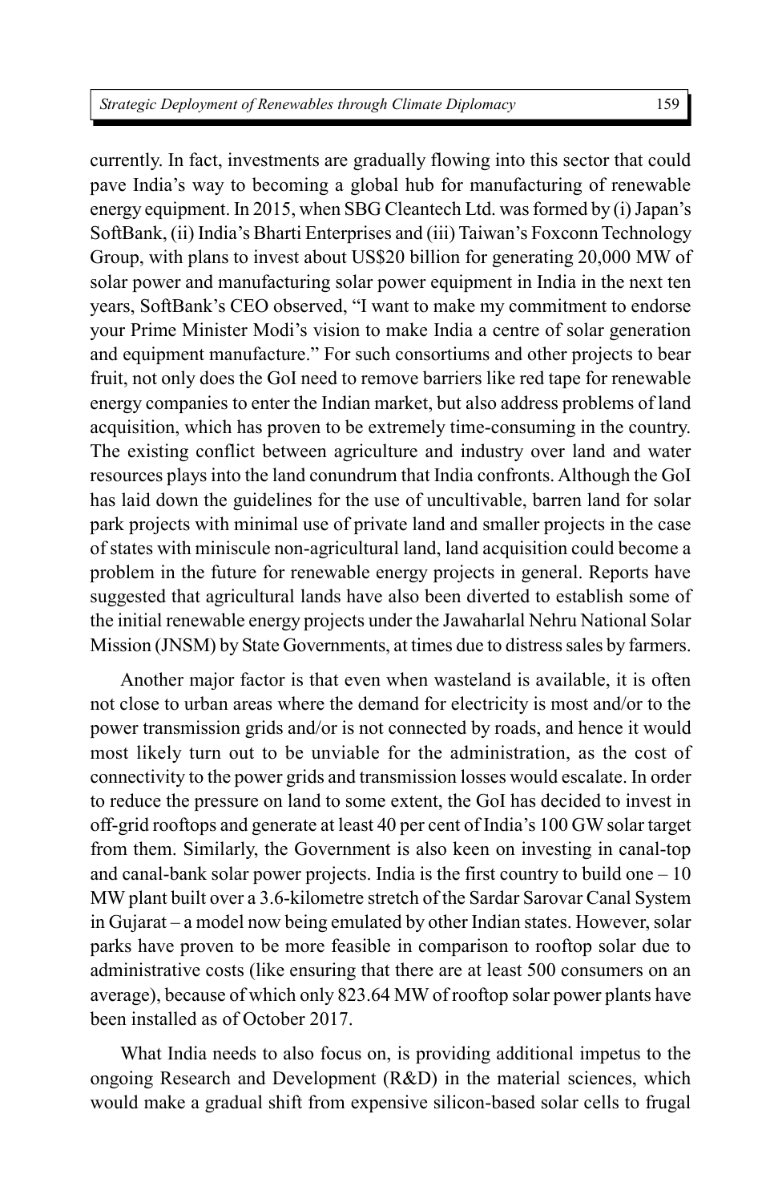currently. In fact, investments are gradually flowing into this sector that could pave India's way to becoming a global hub for manufacturing of renewable energy equipment. In 2015, when SBG Cleantech Ltd. was formed by (i) Japan's SoftBank, (ii) India's Bharti Enterprises and (iii) Taiwan's Foxconn Technology Group, with plans to invest about US$20 billion for generating 20,000 MW of solar power and manufacturing solar power equipment in India in the next ten years, SoftBank's CEO observed, "I want to make my commitment to endorse your Prime Minister Modi's vision to make India a centre of solar generation and equipment manufacture." For such consortiums and other projects to bear fruit, not only does the GoI need to remove barriers like red tape for renewable energy companies to enter the Indian market, but also address problems of land acquisition, which has proven to be extremely time-consuming in the country. The existing conflict between agriculture and industry over land and water resources plays into the land conundrum that India confronts. Although the GoI has laid down the guidelines for the use of uncultivable, barren land for solar park projects with minimal use of private land and smaller projects in the case of states with miniscule non-agricultural land, land acquisition could become a problem in the future for renewable energy projects in general. Reports have suggested that agricultural lands have also been diverted to establish some of the initial renewable energy projects under the Jawaharlal Nehru National Solar Mission (JNSM) by State Governments, at times due to distress sales by farmers.

Another major factor is that even when wasteland is available, it is often not close to urban areas where the demand for electricity is most and/or to the power transmission grids and/or is not connected by roads, and hence it would most likely turn out to be unviable for the administration, as the cost of connectivity to the power grids and transmission losses would escalate. In order to reduce the pressure on land to some extent, the GoI has decided to invest in off-grid rooftops and generate at least 40 per cent of India's 100 GW solar target from them. Similarly, the Government is also keen on investing in canal-top and canal-bank solar power projects. India is the first country to build one – 10 MW plant built over a 3.6-kilometre stretch of the Sardar Sarovar Canal System in Gujarat – a model now being emulated by other Indian states. However, solar parks have proven to be more feasible in comparison to rooftop solar due to administrative costs (like ensuring that there are at least 500 consumers on an average), because of which only 823.64 MW of rooftop solar power plants have been installed as of October 2017.

What India needs to also focus on, is providing additional impetus to the ongoing Research and Development (R&D) in the material sciences, which would make a gradual shift from expensive silicon-based solar cells to frugal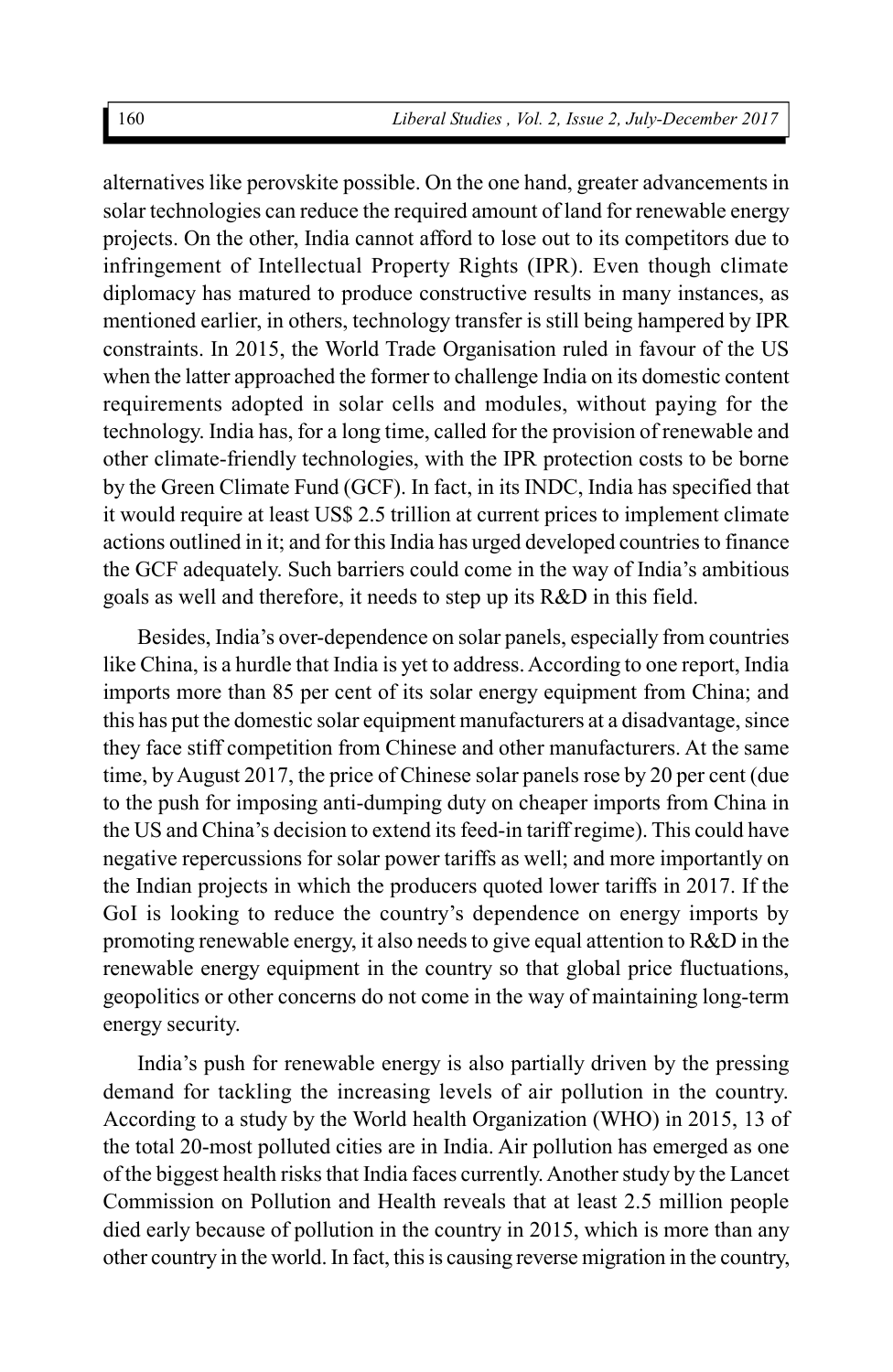alternatives like perovskite possible. On the one hand, greater advancements in solar technologies can reduce the required amount of land for renewable energy projects. On the other, India cannot afford to lose out to its competitors due to infringement of Intellectual Property Rights (IPR). Even though climate diplomacy has matured to produce constructive results in many instances, as mentioned earlier, in others, technology transfer is still being hampered by IPR constraints. In 2015, the World Trade Organisation ruled in favour of the US when the latter approached the former to challenge India on its domestic content requirements adopted in solar cells and modules, without paying for the technology. India has, for a long time, called for the provision of renewable and other climate-friendly technologies, with the IPR protection costs to be borne by the Green Climate Fund (GCF). In fact, in its INDC, India has specified that it would require at least US$ 2.5 trillion at current prices to implement climate actions outlined in it; and for this India has urged developed countries to finance the GCF adequately. Such barriers could come in the way of India's ambitious goals as well and therefore, it needs to step up its R&D in this field.

Besides, India's over-dependence on solar panels, especially from countries like China, is a hurdle that India is yet to address. According to one report, India imports more than 85 per cent of its solar energy equipment from China; and this has put the domestic solar equipment manufacturers at a disadvantage, since they face stiff competition from Chinese and other manufacturers. At the same time, by August 2017, the price of Chinese solar panels rose by 20 per cent (due to the push for imposing anti-dumping duty on cheaper imports from China in the US and China's decision to extend its feed-in tariff regime). This could have negative repercussions for solar power tariffs as well; and more importantly on the Indian projects in which the producers quoted lower tariffs in 2017. If the GoI is looking to reduce the country's dependence on energy imports by promoting renewable energy, it also needs to give equal attention to R&D in the renewable energy equipment in the country so that global price fluctuations, geopolitics or other concerns do not come in the way of maintaining long-term energy security.

India's push for renewable energy is also partially driven by the pressing demand for tackling the increasing levels of air pollution in the country. According to a study by the World health Organization (WHO) in 2015, 13 of the total 20-most polluted cities are in India. Air pollution has emerged as one of the biggest health risks that India faces currently. Another study by the Lancet Commission on Pollution and Health reveals that at least 2.5 million people died early because of pollution in the country in 2015, which is more than any other country in the world. In fact, this is causing reverse migration in the country,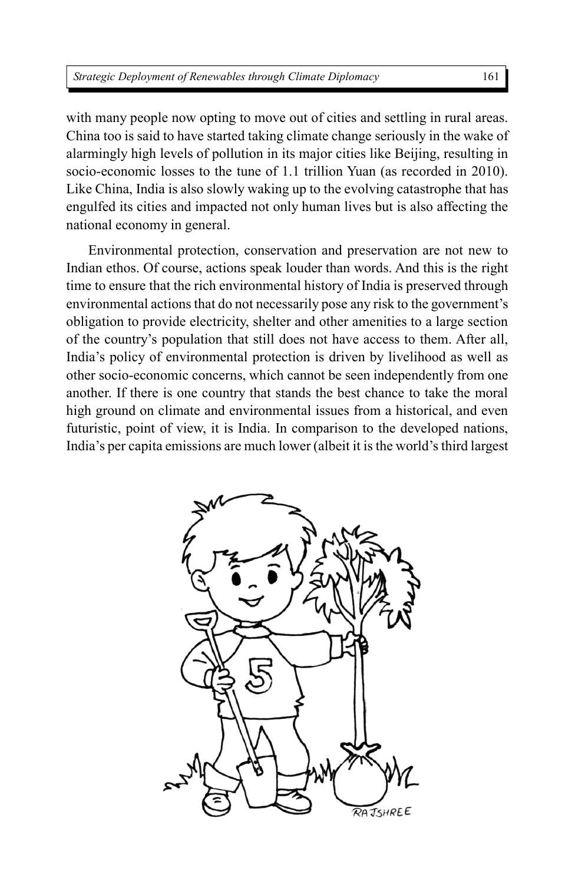with many people now opting to move out of cities and settling in rural areas. China too is said to have started taking climate change seriously in the wake of alarmingly high levels of pollution in its major cities like Beijing, resulting in socio-economic losses to the tune of 1.1 trillion Yuan (as recorded in 2010). Like China, India is also slowly waking up to the evolving catastrophe that has engulfed its cities and impacted not only human lives but is also affecting the national economy in general.

Environmental protection, conservation and preservation are not new to Indian ethos. Of course, actions speak louder than words. And this is the right time to ensure that the rich environmental history of India is preserved through environmental actions that do not necessarily pose any risk to the government's obligation to provide electricity, shelter and other amenities to a large section of the country's population that still does not have access to them. After all, India's policy of environmental protection is driven by livelihood as well as other socio-economic concerns, which cannot be seen independently from one another. If there is one country that stands the best chance to take the moral high ground on climate and environmental issues from a historical, and even futuristic, point of view, it is India. In comparison to the developed nations, India's per capita emissions are much lower (albeit it is the world's third largest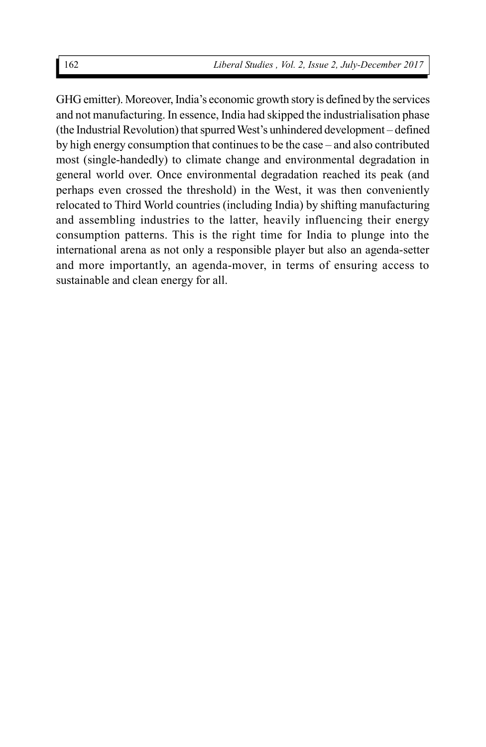GHG emitter). Moreover, India's economic growth story is defined by the services and not manufacturing. In essence, India had skipped the industrialisation phase (the Industrial Revolution) that spurred West's unhindered development – defined by high energy consumption that continues to be the case – and also contributed most (single-handedly) to climate change and environmental degradation in general world over. Once environmental degradation reached its peak (and perhaps even crossed the threshold) in the West, it was then conveniently relocated to Third World countries (including India) by shifting manufacturing and assembling industries to the latter, heavily influencing their energy consumption patterns. This is the right time for India to plunge into the international arena as not only a responsible player but also an agenda-setter and more importantly, an agenda-mover, in terms of ensuring access to sustainable and clean energy for all.